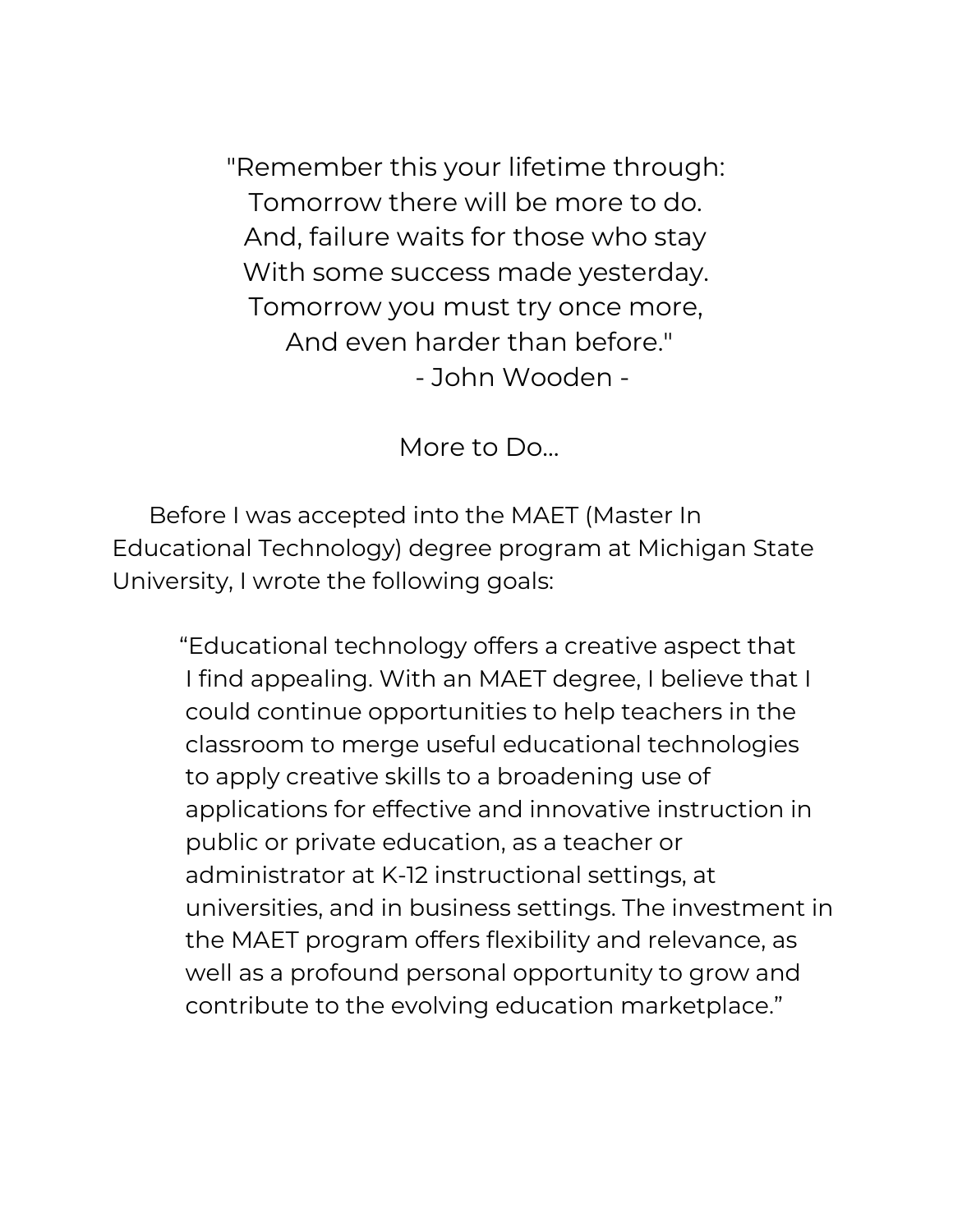"Remember this your lifetime through:  
Tomorrow there will be more to do.  
And, failure waits for those who stay  
With some success made yesterday.  
Tomorrow you must try once more,  
And even harder than before."  
\- John Wooden -

## More to Do...

Before I was accepted into the MAET (Master In Educational Technology) degree program at Michigan State University, I wrote the following goals:

> “Educational technology offers a creative aspect that I find appealing. With an MAET degree, I believe that I could continue opportunities to help teachers in the classroom to merge useful educational technologies to apply creative skills to a broadening use of applications for effective and innovative instruction in public or private education, as a teacher or administrator at K-12 instructional settings, at universities, and in business settings. The investment in the MAET program offers flexibility and relevance, as well as a profound personal opportunity to grow and contribute to the evolving education marketplace.”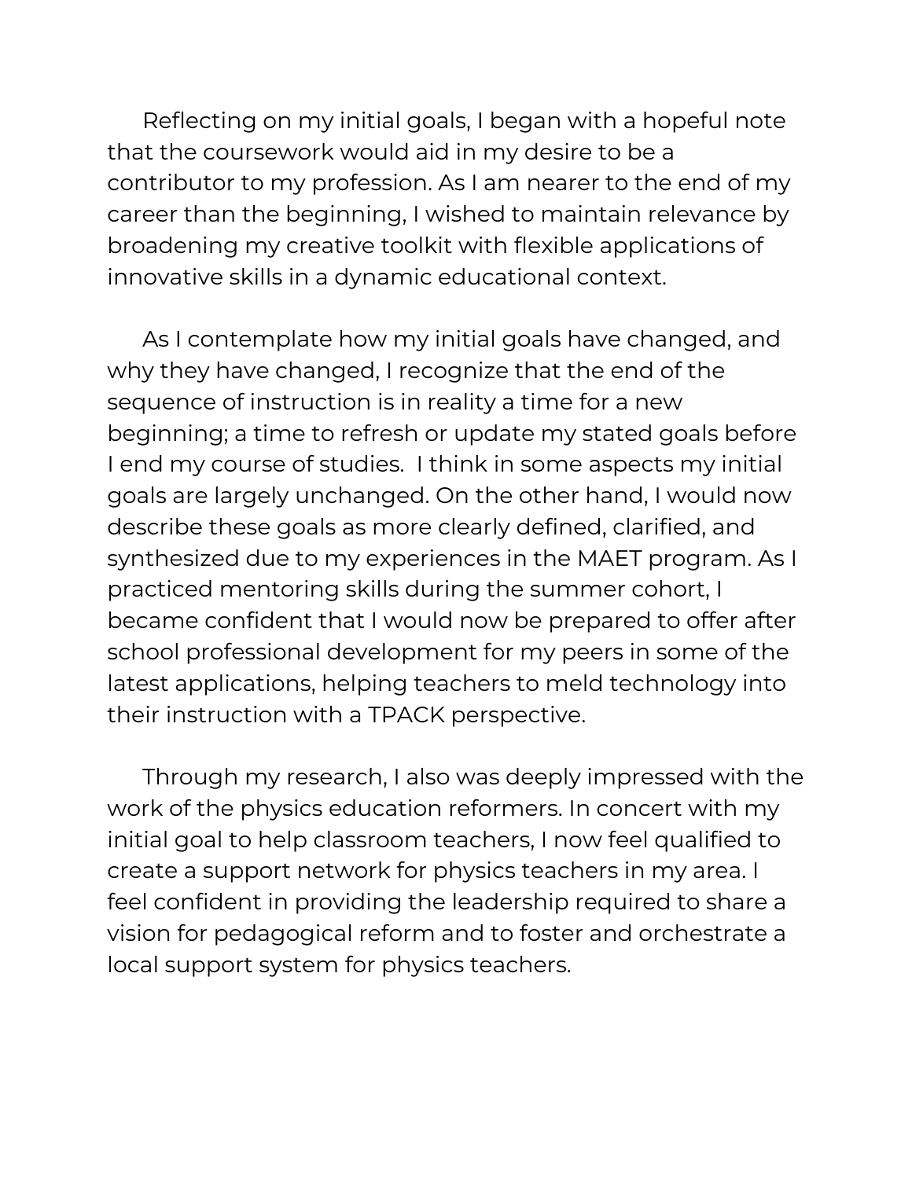Reflecting on my initial goals, I began with a hopeful note that the coursework would aid in my desire to be a contributor to my profession. As I am nearer to the end of my career than the beginning, I wished to maintain relevance by broadening my creative toolkit with flexible applications of innovative skills in a dynamic educational context.

As I contemplate how my initial goals have changed, and why they have changed, I recognize that the end of the sequence of instruction is in reality a time for a new beginning; a time to refresh or update my stated goals before I end my course of studies. I think in some aspects my initial goals are largely unchanged. On the other hand, I would now describe these goals as more clearly defined, clarified, and synthesized due to my experiences in the MAET program. As I practiced mentoring skills during the summer cohort, I became confident that I would now be prepared to offer after school professional development for my peers in some of the latest applications, helping teachers to meld technology into their instruction with a TPACK perspective.

Through my research, I also was deeply impressed with the work of the physics education reformers. In concert with my initial goal to help classroom teachers, I now feel qualified to create a support network for physics teachers in my area. I feel confident in providing the leadership required to share a vision for pedagogical reform and to foster and orchestrate a local support system for physics teachers.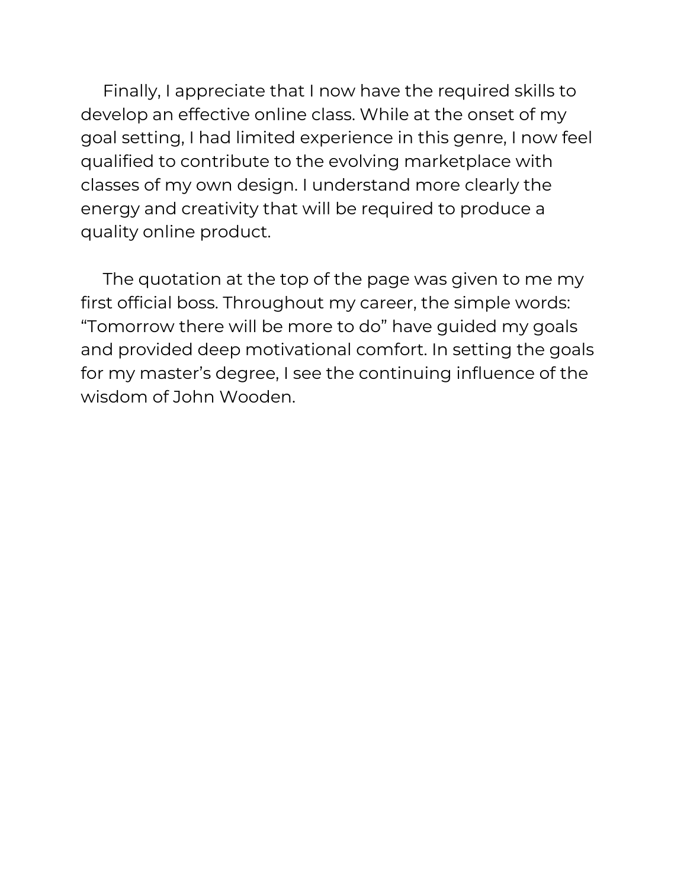Finally, I appreciate that I now have the required skills to develop an effective online class. While at the onset of my goal setting, I had limited experience in this genre, I now feel qualified to contribute to the evolving marketplace with classes of my own design. I understand more clearly the energy and creativity that will be required to produce a quality online product.

The quotation at the top of the page was given to me my first official boss. Throughout my career, the simple words: "Tomorrow there will be more to do" have guided my goals and provided deep motivational comfort. In setting the goals for my master's degree, I see the continuing influence of the wisdom of John Wooden.